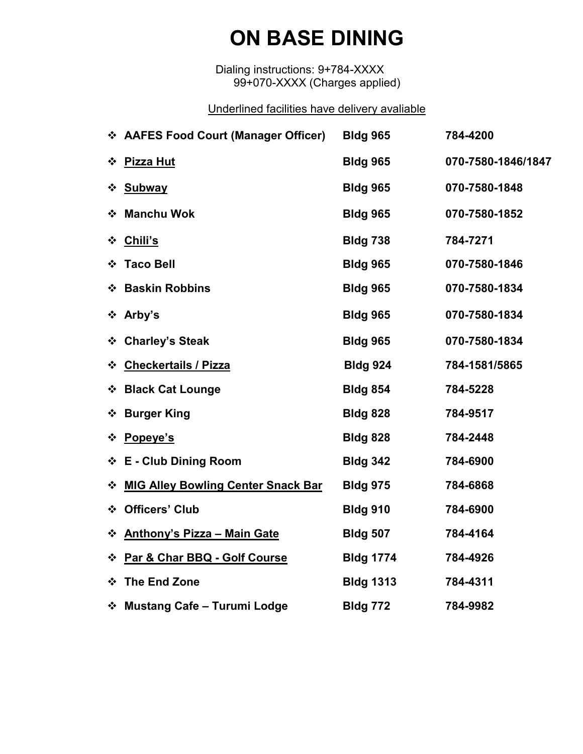# ON BASE DINING

Dialing instructions: 9+784-XXXX
99+070-XXXX (Charges applied)

<u>Underlined facilities have delivery avaliable</u>

- **AAFES Food Court (Manager Officer)** — **Bldg 965** — **784-4200**
- <u>**Pizza Hut**</u> — **Bldg 965** — **070-7580-1846/1847**
- <u>**Subway**</u> — **Bldg 965** — **070-7580-1848**
- **Manchu Wok** — **Bldg 965** — **070-7580-1852**
- <u>**Chili's**</u> — **Bldg 738** — **784-7271**
- **Taco Bell** — **Bldg 965** — **070-7580-1846**
- **Baskin Robbins** — **Bldg 965** — **070-7580-1834**
- **Arby's** — **Bldg 965** — **070-7580-1834**
- **Charley's Steak** — **Bldg 965** — **070-7580-1834**
- <u>**Checkertails / Pizza**</u> — **Bldg 924** — **784-1581/5865**
- **Black Cat Lounge** — **Bldg 854** — **784-5228**
- **Burger King** — **Bldg 828** — **784-9517**
- <u>**Popeye's**</u> — **Bldg 828** — **784-2448**
- **E - Club Dining Room** — **Bldg 342** — **784-6900**
- <u>**MIG Alley Bowling Center Snack Bar**</u> — **Bldg 975** — **784-6868**
- **Officers' Club** — **Bldg 910** — **784-6900**
- <u>**Anthony's Pizza – Main Gate**</u> — **Bldg 507** — **784-4164**
- <u>**Par & Char BBQ - Golf Course**</u> — **Bldg 1774** — **784-4926**
- **The End Zone** — **Bldg 1313** — **784-4311**
- **Mustang Cafe – Turumi Lodge** — **Bldg 772** — **784-9982**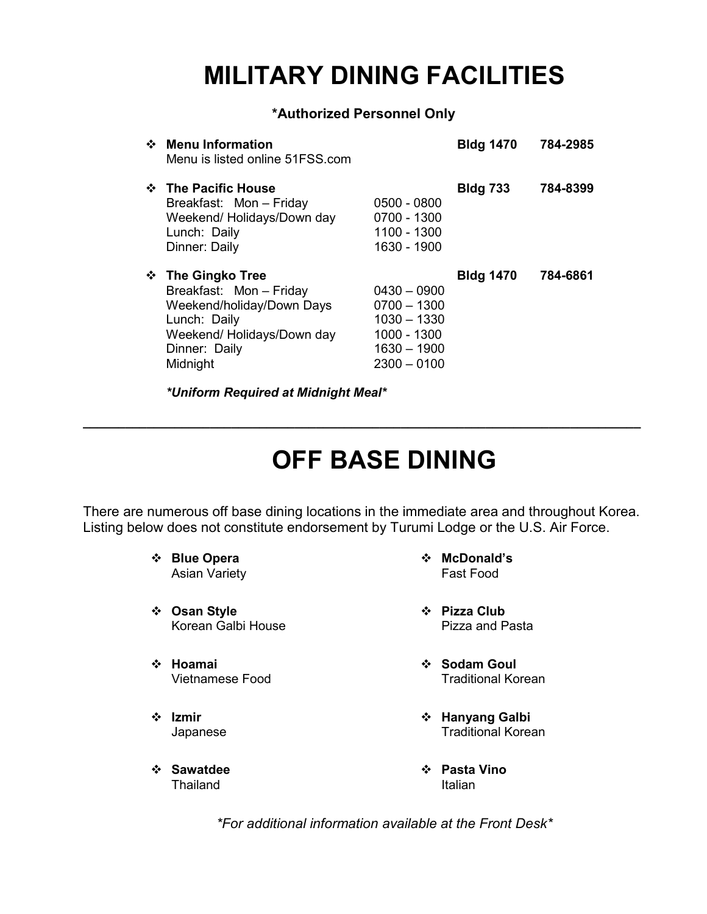# MILITARY DINING FACILITIES

**\*Authorized Personnel Only**

- **Menu Information** — **Bldg 1470** — **784-2985**
  Menu is listed online 51FSS.com

- **The Pacific House** — **Bldg 733** — **784-8399**

| | | |
|---|---|---|
| Breakfast: | Mon – Friday | 0500 - 0800 |
| | Weekend/ Holidays/Down day | 0700 - 1300 |
| Lunch: | Daily | 1100 - 1300 |
| Dinner: | Daily | 1630 - 1900 |

- **The Gingko Tree** — **Bldg 1470** — **784-6861**

| | | |
|---|---|---|
| Breakfast: | Mon – Friday | 0430 – 0900 |
| | Weekend/holiday/Down Days | 0700 – 1300 |
| Lunch: | Daily | 1030 – 1330 |
| | Weekend/ Holidays/Down day | 1000 - 1300 |
| Dinner: | Daily | 1630 – 1900 |
| Midnight | | 2300 – 0100 |

***Uniform Required at Midnight Meal\****

---

# OFF BASE DINING

There are numerous off base dining locations in the immediate area and throughout Korea. Listing below does not constitute endorsement by Turumi Lodge or the U.S. Air Force.

- **Blue Opera**
  Asian Variety
- **Osan Style**
  Korean Galbi House
- **Hoamai**
  Vietnamese Food
- **Izmir**
  Japanese
- **Sawatdee**
  Thailand
- **McDonald's**
  Fast Food
- **Pizza Club**
  Pizza and Pasta
- **Sodam Goul**
  Traditional Korean
- **Hanyang Galbi**
  Traditional Korean
- **Pasta Vino**
  Italian

*\*For additional information available at the Front Desk\**